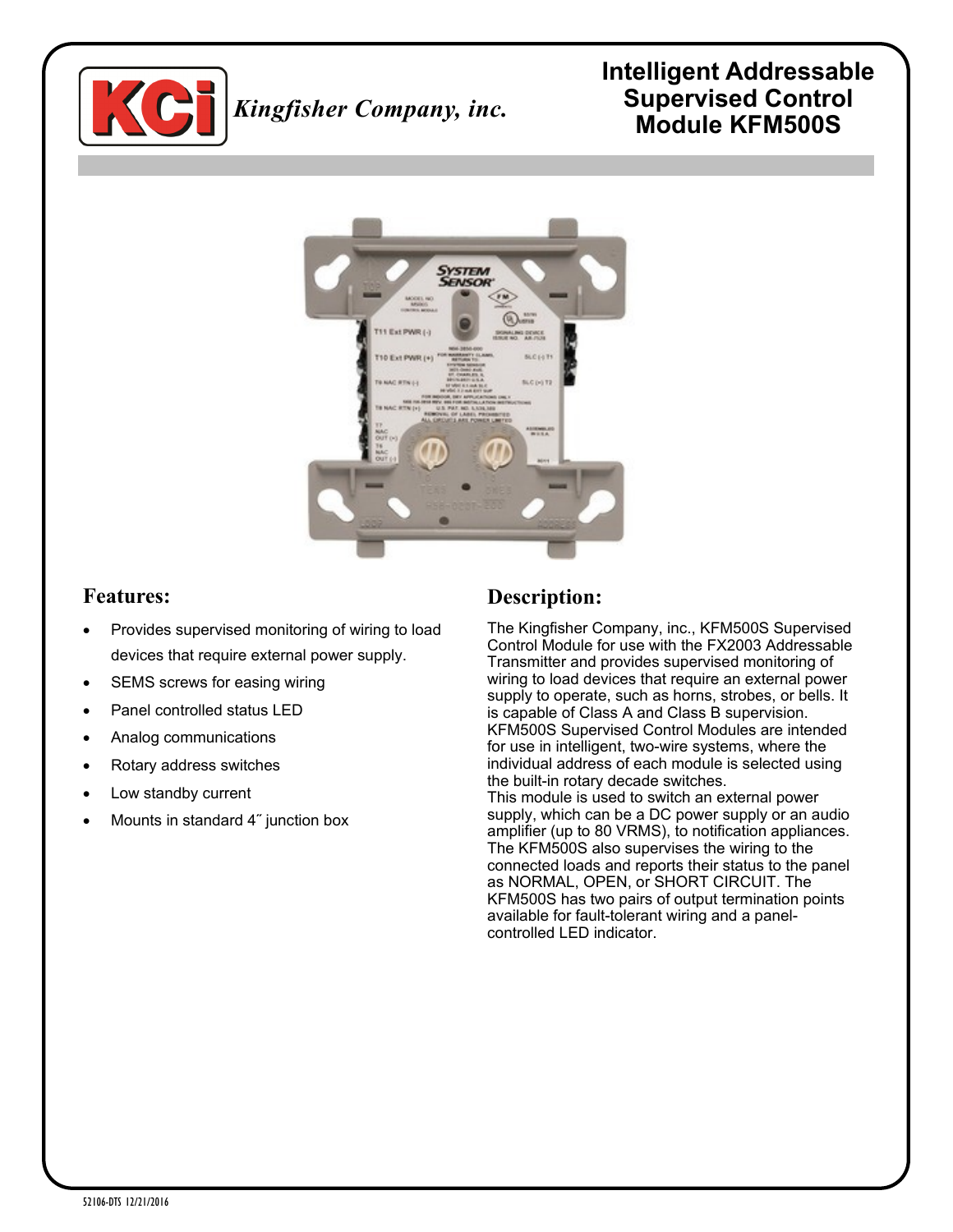Kingfisher Company, inc.

# Intelligent Addressable Supervised Control Module KFM500S

## Features:

- Provides supervised monitoring of wiring to load devices that require external power supply.
- SEMS screws for easing wiring
- Panel controlled status LED
- Analog communications
- Rotary address switches
- Low standby current
- Mounts in standard 4˝ junction box

## Description:

The Kingfisher Company, inc., KFM500S Supervised Control Module for use with the FX2003 Addressable Transmitter and provides supervised monitoring of wiring to load devices that require an external power supply to operate, such as horns, strobes, or bells. It is capable of Class A and Class B supervision. KFM500S Supervised Control Modules are intended for use in intelligent, two-wire systems, where the individual address of each module is selected using the built-in rotary decade switches.
This module is used to switch an external power supply, which can be a DC power supply or an audio amplifier (up to 80 VRMS), to notification appliances. The KFM500S also supervises the wiring to the connected loads and reports their status to the panel as NORMAL, OPEN, or SHORT CIRCUIT. The KFM500S has two pairs of output termination points available for fault-tolerant wiring and a panel-controlled LED indicator.

52106-DTS 12/21/2016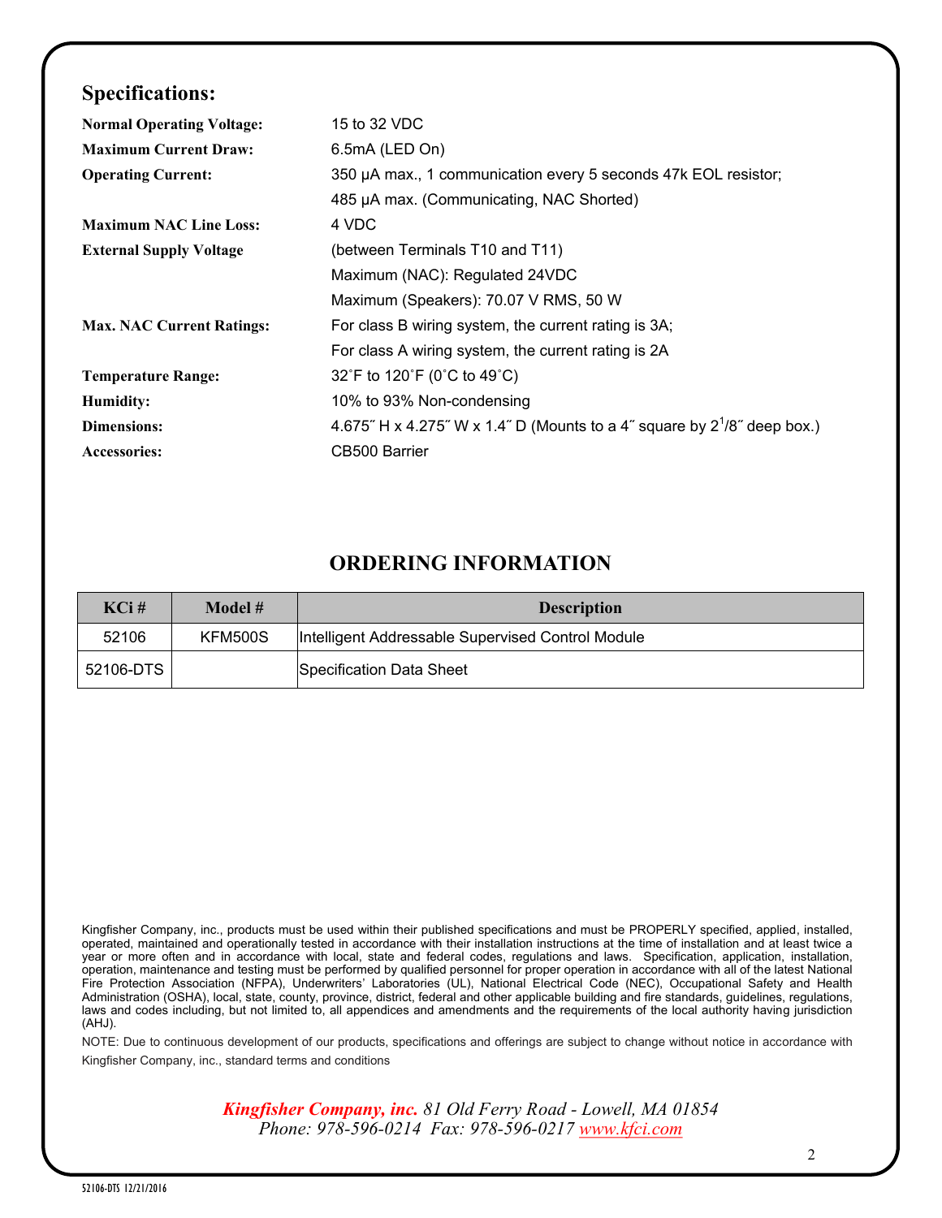## Specifications:

| | |
|---|---|
| **Normal Operating Voltage:** | 15 to 32 VDC |
| **Maximum Current Draw:** | 6.5mA (LED On) |
| **Operating Current:** | 350 µA max., 1 communication every 5 seconds 47k EOL resistor; |
| | 485 µA max. (Communicating, NAC Shorted) |
| **Maximum NAC Line Loss:** | 4 VDC |
| **External Supply Voltage** | (between Terminals T10 and T11) |
| | Maximum (NAC): Regulated 24VDC |
| | Maximum (Speakers): 70.07 V RMS, 50 W |
| **Max. NAC Current Ratings:** | For class B wiring system, the current rating is 3A; |
| | For class A wiring system, the current rating is 2A |
| **Temperature Range:** | 32˚F to 120˚F (0˚C to 49˚C) |
| **Humidity:** | 10% to 93% Non-condensing |
| **Dimensions:** | 4.675˝ H x 4.275˝ W x 1.4˝ D (Mounts to a 4˝ square by $2^1/8$˝ deep box.) |
| **Accessories:** | CB500 Barrier |

## ORDERING INFORMATION

| KCi # | Model # | Description |
|---|---|---|
| 52106 | KFM500S | Intelligent Addressable Supervised Control Module |
| 52106-DTS | | Specification Data Sheet |

Kingfisher Company, inc., products must be used within their published specifications and must be PROPERLY specified, applied, installed, operated, maintained and operationally tested in accordance with their installation instructions at the time of installation and at least twice a year or more often and in accordance with local, state and federal codes, regulations and laws. Specification, application, installation, operation, maintenance and testing must be performed by qualified personnel for proper operation in accordance with all of the latest National Fire Protection Association (NFPA), Underwriters' Laboratories (UL), National Electrical Code (NEC), Occupational Safety and Health Administration (OSHA), local, state, county, province, district, federal and other applicable building and fire standards, guidelines, regulations, laws and codes including, but not limited to, all appendices and amendments and the requirements of the local authority having jurisdiction (AHJ).

NOTE: Due to continuous development of our products, specifications and offerings are subject to change without notice in accordance with Kingfisher Company, inc., standard terms and conditions

***Kingfisher Company, inc.*** *81 Old Ferry Road - Lowell, MA 01854*
*Phone: 978-596-0214 Fax: 978-596-0217* *www.kfci.com*

52106-DTS 12/21/2016